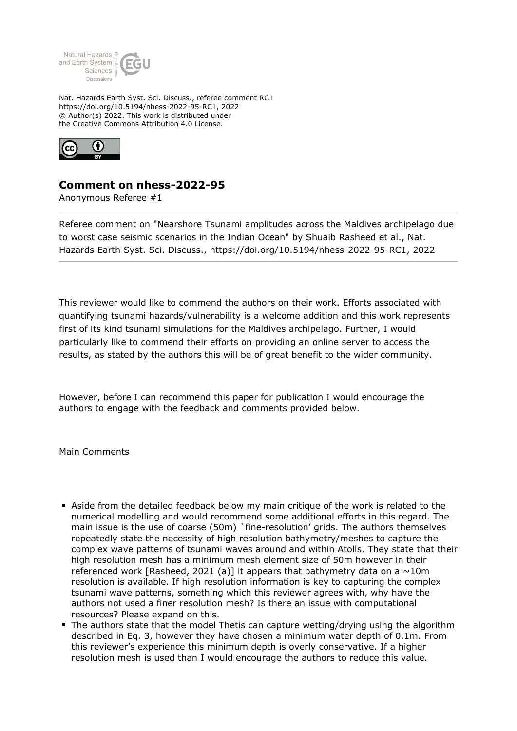Nat. Hazards Earth Syst. Sci. Discuss., referee comment RC1
https://doi.org/10.5194/nhess-2022-95-RC1, 2022
© Author(s) 2022. This work is distributed under
the Creative Commons Attribution 4.0 License.

## Comment on nhess-2022-95

Anonymous Referee #1

Referee comment on "Nearshore Tsunami amplitudes across the Maldives archipelago due to worst case seismic scenarios in the Indian Ocean" by Shuaib Rasheed et al., Nat. Hazards Earth Syst. Sci. Discuss., https://doi.org/10.5194/nhess-2022-95-RC1, 2022

This reviewer would like to commend the authors on their work. Efforts associated with quantifying tsunami hazards/vulnerability is a welcome addition and this work represents first of its kind tsunami simulations for the Maldives archipelago. Further, I would particularly like to commend their efforts on providing an online server to access the results, as stated by the authors this will be of great benefit to the wider community.

However, before I can recommend this paper for publication I would encourage the authors to engage with the feedback and comments provided below.

Main Comments

- Aside from the detailed feedback below my main critique of the work is related to the numerical modelling and would recommend some additional efforts in this regard. The main issue is the use of coarse (50m) `fine-resolution' grids. The authors themselves repeatedly state the necessity of high resolution bathymetry/meshes to capture the complex wave patterns of tsunami waves around and within Atolls. They state that their high resolution mesh has a minimum mesh element size of 50m however in their referenced work [Rasheed, 2021 (a)] it appears that bathymetry data on a ~10m resolution is available. If high resolution information is key to capturing the complex tsunami wave patterns, something which this reviewer agrees with, why have the authors not used a finer resolution mesh? Is there an issue with computational resources? Please expand on this.
- The authors state that the model Thetis can capture wetting/drying using the algorithm described in Eq. 3, however they have chosen a minimum water depth of 0.1m. From this reviewer's experience this minimum depth is overly conservative. If a higher resolution mesh is used than I would encourage the authors to reduce this value.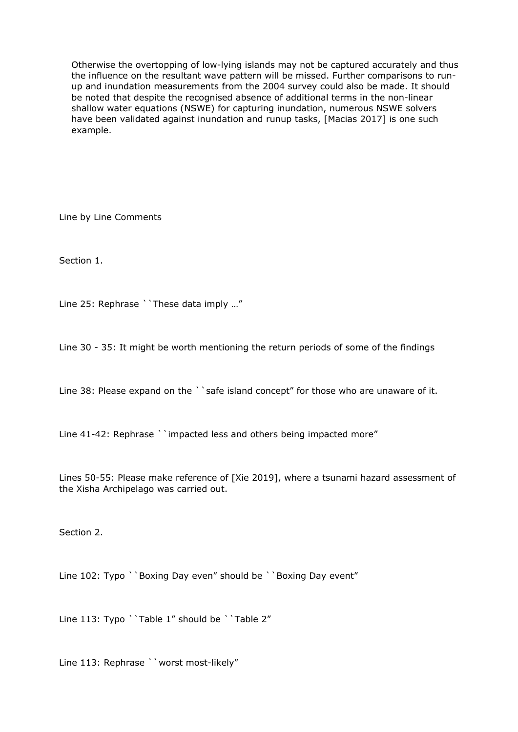Otherwise the overtopping of low-lying islands may not be captured accurately and thus the influence on the resultant wave pattern will be missed. Further comparisons to run-up and inundation measurements from the 2004 survey could also be made. It should be noted that despite the recognised absence of additional terms in the non-linear shallow water equations (NSWE) for capturing inundation, numerous NSWE solvers have been validated against inundation and runup tasks, [Macias 2017] is one such example.

Line by Line Comments

Section 1.

Line 25: Rephrase ``These data imply …”

Line 30 - 35: It might be worth mentioning the return periods of some of the findings

Line 38: Please expand on the ``safe island concept” for those who are unaware of it.

Line 41-42: Rephrase ``impacted less and others being impacted more”

Lines 50-55: Please make reference of [Xie 2019], where a tsunami hazard assessment of the Xisha Archipelago was carried out.

Section 2.

Line 102: Typo ``Boxing Day even” should be ``Boxing Day event”

Line 113: Typo ``Table 1” should be ``Table 2”

Line 113: Rephrase ``worst most-likely”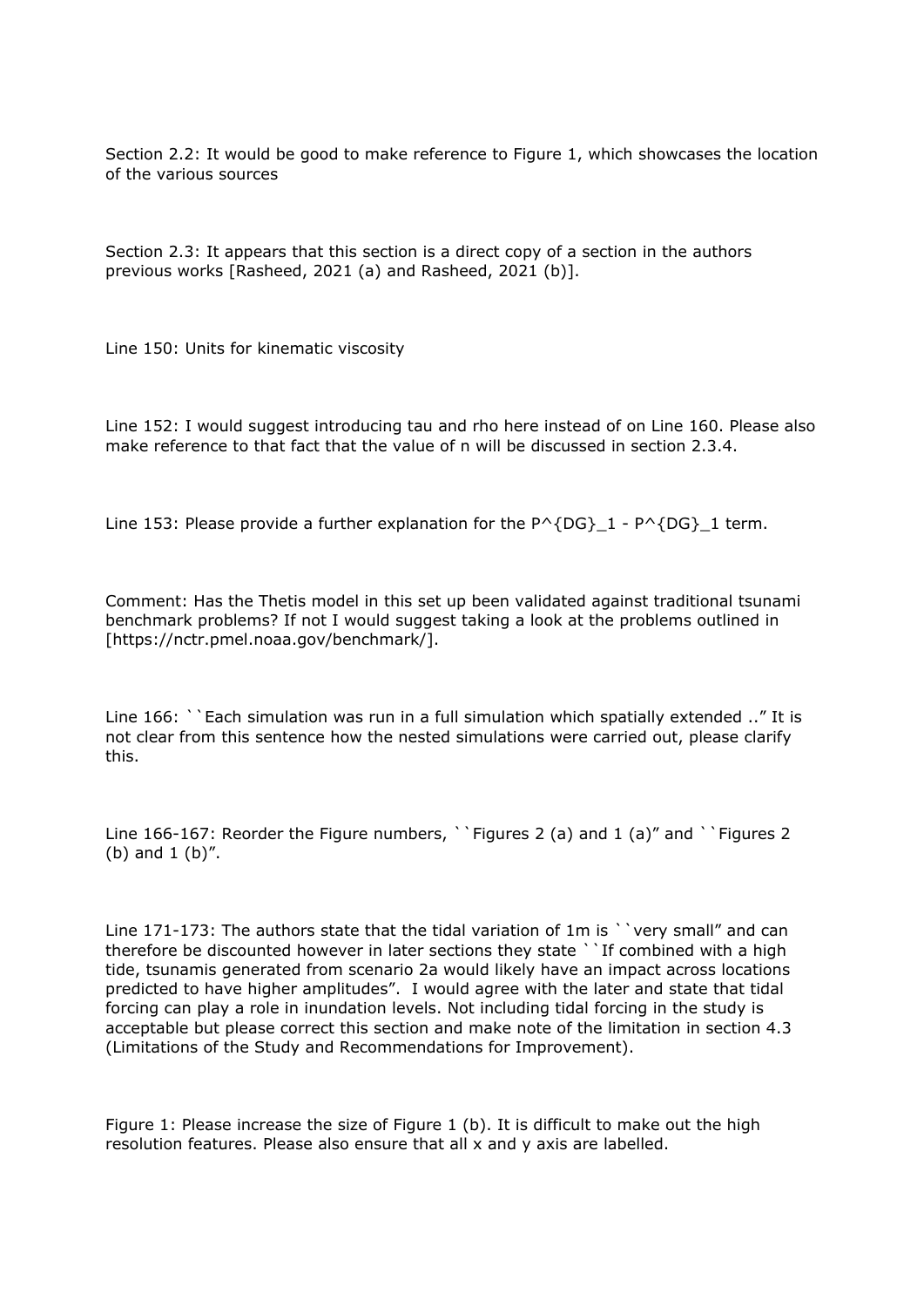Section 2.2: It would be good to make reference to Figure 1, which showcases the location of the various sources

Section 2.3: It appears that this section is a direct copy of a section in the authors previous works [Rasheed, 2021 (a) and Rasheed, 2021 (b)].

Line 150: Units for kinematic viscosity

Line 152: I would suggest introducing tau and rho here instead of on Line 160. Please also make reference to that fact that the value of n will be discussed in section 2.3.4.

Line 153: Please provide a further explanation for the $P^{DG}_1$ - $P^{DG}_1$ term.

Comment: Has the Thetis model in this set up been validated against traditional tsunami benchmark problems? If not I would suggest taking a look at the problems outlined in [https://nctr.pmel.noaa.gov/benchmark/].

Line 166: ``Each simulation was run in a full simulation which spatially extended ..” It is not clear from this sentence how the nested simulations were carried out, please clarify this.

Line 166-167: Reorder the Figure numbers, ``Figures 2 (a) and 1 (a)” and ``Figures 2 (b) and 1 (b)”.

Line 171-173: The authors state that the tidal variation of 1m is ``very small” and can therefore be discounted however in later sections they state ``If combined with a high tide, tsunamis generated from scenario 2a would likely have an impact across locations predicted to have higher amplitudes”. I would agree with the later and state that tidal forcing can play a role in inundation levels. Not including tidal forcing in the study is acceptable but please correct this section and make note of the limitation in section 4.3 (Limitations of the Study and Recommendations for Improvement).

Figure 1: Please increase the size of Figure 1 (b). It is difficult to make out the high resolution features. Please also ensure that all x and y axis are labelled.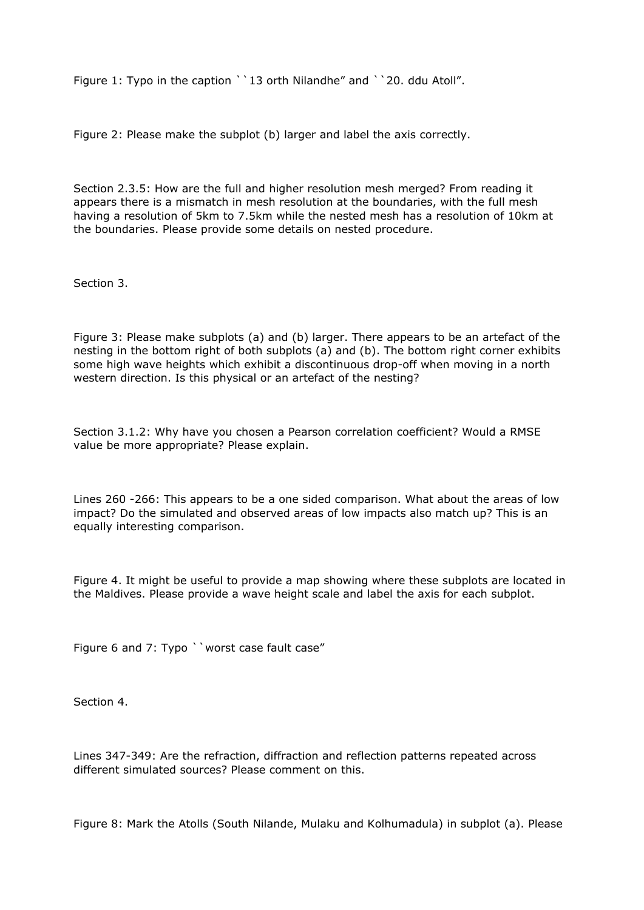Figure 1: Typo in the caption ``13 orth Nilandhe" and ``20. ddu Atoll".

Figure 2: Please make the subplot (b) larger and label the axis correctly.

Section 2.3.5: How are the full and higher resolution mesh merged? From reading it appears there is a mismatch in mesh resolution at the boundaries, with the full mesh having a resolution of 5km to 7.5km while the nested mesh has a resolution of 10km at the boundaries. Please provide some details on nested procedure.

Section 3.

Figure 3: Please make subplots (a) and (b) larger. There appears to be an artefact of the nesting in the bottom right of both subplots (a) and (b). The bottom right corner exhibits some high wave heights which exhibit a discontinuous drop-off when moving in a north western direction. Is this physical or an artefact of the nesting?

Section 3.1.2: Why have you chosen a Pearson correlation coefficient? Would a RMSE value be more appropriate? Please explain.

Lines 260 -266: This appears to be a one sided comparison. What about the areas of low impact? Do the simulated and observed areas of low impacts also match up? This is an equally interesting comparison.

Figure 4. It might be useful to provide a map showing where these subplots are located in the Maldives. Please provide a wave height scale and label the axis for each subplot.

Figure 6 and 7: Typo ``worst case fault case"

Section 4.

Lines 347-349: Are the refraction, diffraction and reflection patterns repeated across different simulated sources? Please comment on this.

Figure 8: Mark the Atolls (South Nilande, Mulaku and Kolhumadula) in subplot (a). Please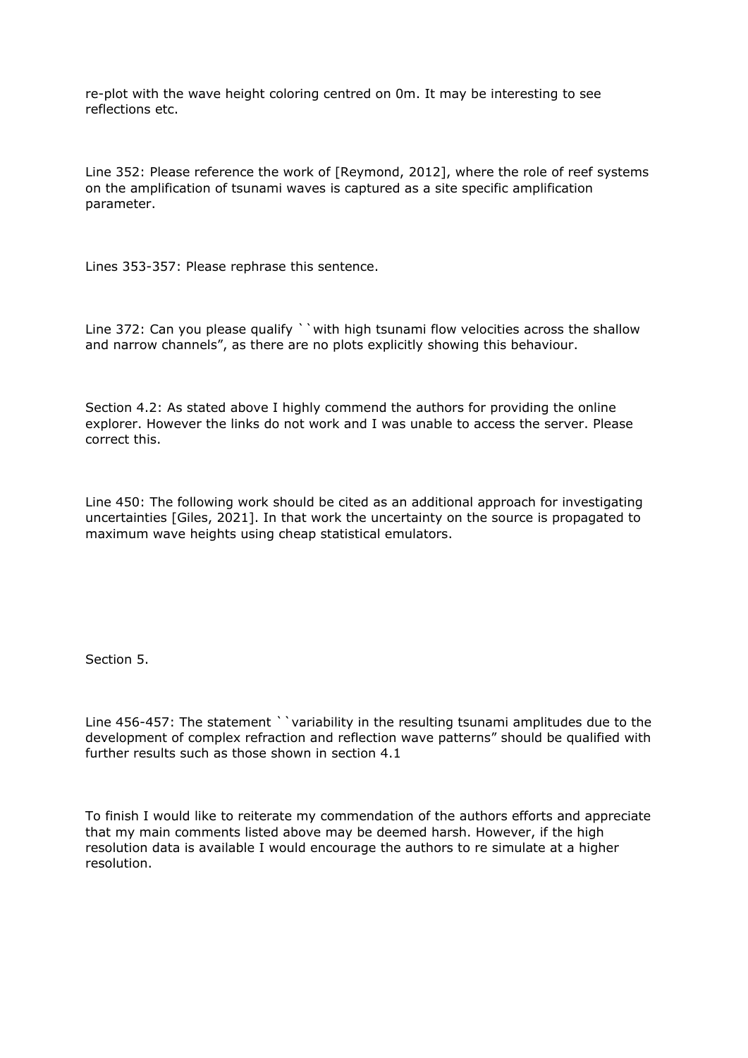re-plot with the wave height coloring centred on 0m. It may be interesting to see reflections etc.

Line 352: Please reference the work of [Reymond, 2012], where the role of reef systems on the amplification of tsunami waves is captured as a site specific amplification parameter.

Lines 353-357: Please rephrase this sentence.

Line 372: Can you please qualify ``with high tsunami flow velocities across the shallow and narrow channels", as there are no plots explicitly showing this behaviour.

Section 4.2: As stated above I highly commend the authors for providing the online explorer. However the links do not work and I was unable to access the server. Please correct this.

Line 450: The following work should be cited as an additional approach for investigating uncertainties [Giles, 2021]. In that work the uncertainty on the source is propagated to maximum wave heights using cheap statistical emulators.

Section 5.

Line 456-457: The statement ``variability in the resulting tsunami amplitudes due to the development of complex refraction and reflection wave patterns" should be qualified with further results such as those shown in section 4.1

To finish I would like to reiterate my commendation of the authors efforts and appreciate that my main comments listed above may be deemed harsh. However, if the high resolution data is available I would encourage the authors to re simulate at a higher resolution.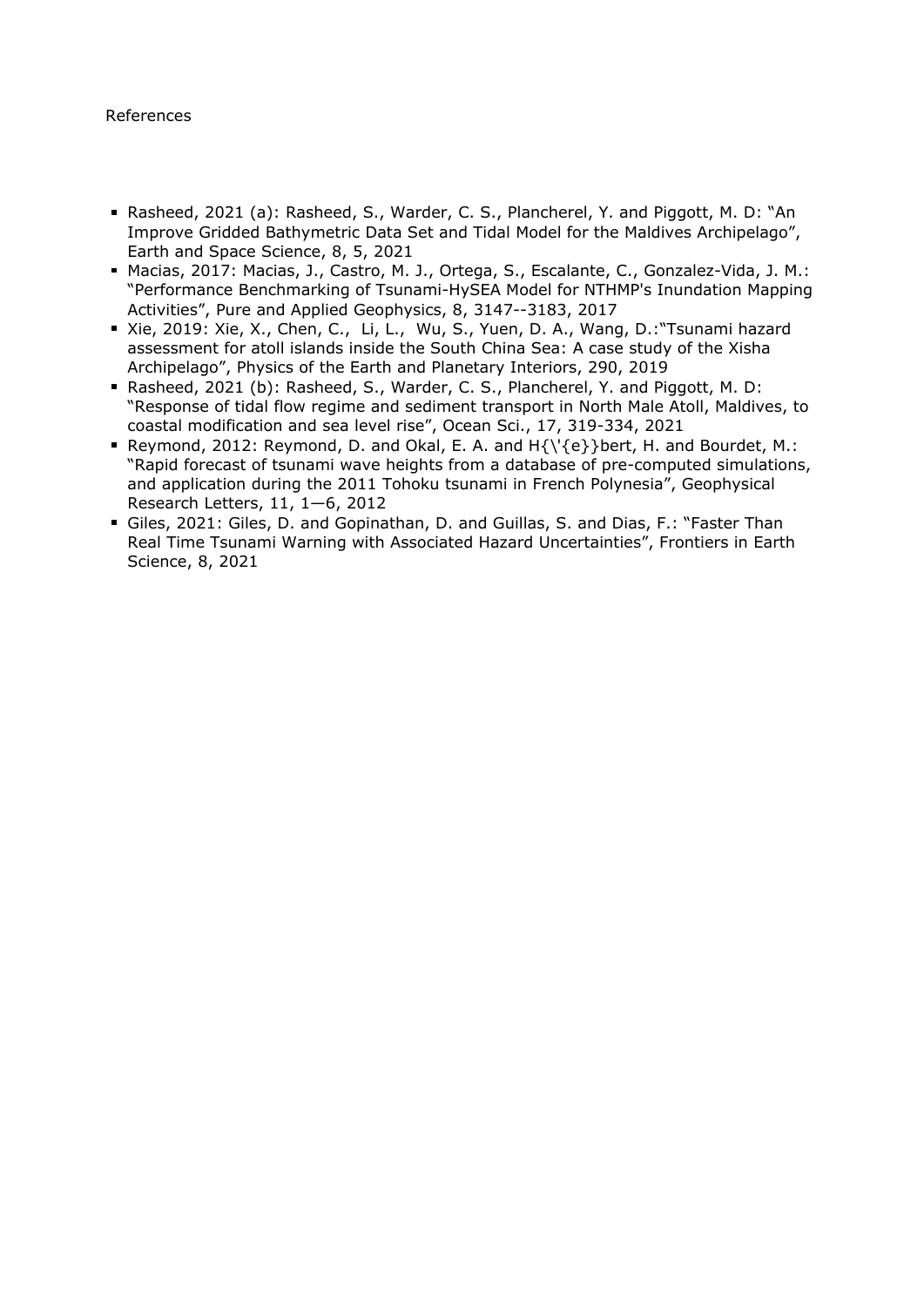References

- Rasheed, 2021 (a): Rasheed, S., Warder, C. S., Plancherel, Y. and Piggott, M. D: "An Improve Gridded Bathymetric Data Set and Tidal Model for the Maldives Archipelago", Earth and Space Science, 8, 5, 2021
- Macias, 2017: Macias, J., Castro, M. J., Ortega, S., Escalante, C., Gonzalez-Vida, J. M.: "Performance Benchmarking of Tsunami-HySEA Model for NTHMP's Inundation Mapping Activities", Pure and Applied Geophysics, 8, 3147--3183, 2017
- Xie, 2019: Xie, X., Chen, C., Li, L., Wu, S., Yuen, D. A., Wang, D.:"Tsunami hazard assessment for atoll islands inside the South China Sea: A case study of the Xisha Archipelago", Physics of the Earth and Planetary Interiors, 290, 2019
- Rasheed, 2021 (b): Rasheed, S., Warder, C. S., Plancherel, Y. and Piggott, M. D: "Response of tidal flow regime and sediment transport in North Male Atoll, Maldives, to coastal modification and sea level rise", Ocean Sci., 17, 319-334, 2021
- Reymond, 2012: Reymond, D. and Okal, E. A. and H{\'{e}}bert, H. and Bourdet, M.: "Rapid forecast of tsunami wave heights from a database of pre-computed simulations, and application during the 2011 Tohoku tsunami in French Polynesia", Geophysical Research Letters, 11, 1—6, 2012
- Giles, 2021: Giles, D. and Gopinathan, D. and Guillas, S. and Dias, F.: "Faster Than Real Time Tsunami Warning with Associated Hazard Uncertainties", Frontiers in Earth Science, 8, 2021